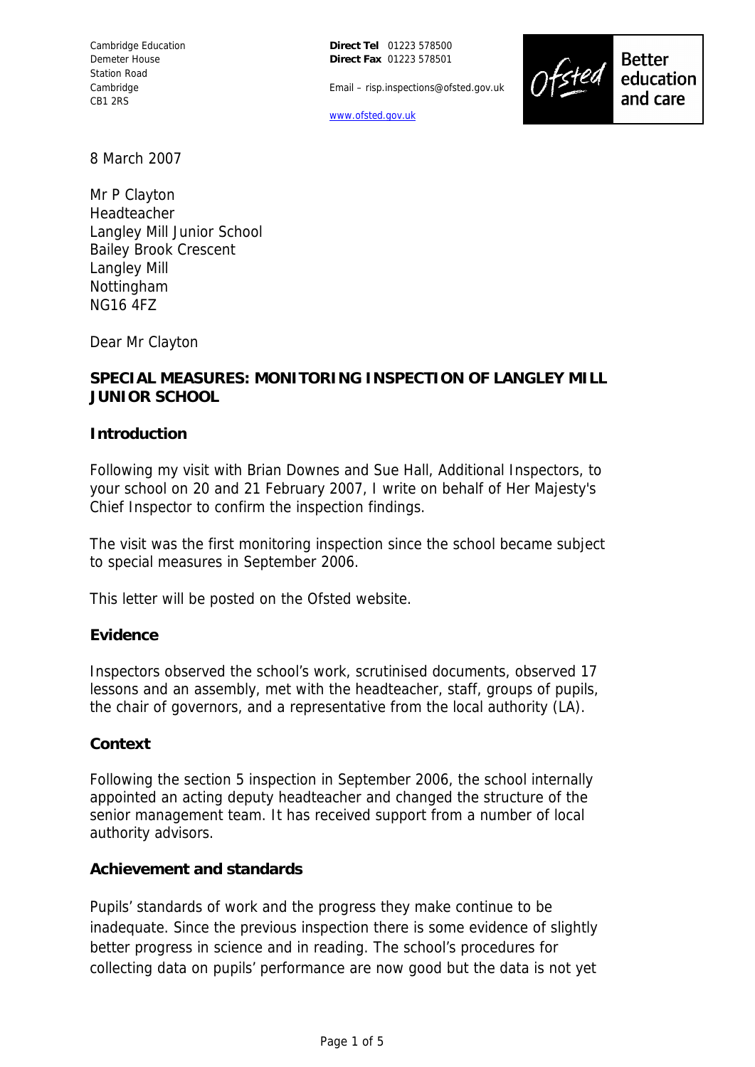Cambridge Education
Demeter House
Station Road
Cambridge
CB1 2RS

**Direct Tel** 01223 578500
**Direct Fax** 01223 578501

Email – risp.inspections@ofsted.gov.uk

www.ofsted.gov.uk

Ofsted Better education and care

8 March 2007

Mr P Clayton
Headteacher
Langley Mill Junior School
Bailey Brook Crescent
Langley Mill
Nottingham
NG16 4FZ

Dear Mr Clayton

**SPECIAL MEASURES: MONITORING INSPECTION OF LANGLEY MILL JUNIOR SCHOOL**

**Introduction**

Following my visit with Brian Downes and Sue Hall, Additional Inspectors, to your school on 20 and 21 February 2007, I write on behalf of Her Majesty's Chief Inspector to confirm the inspection findings.

The visit was the first monitoring inspection since the school became subject to special measures in September 2006.

This letter will be posted on the Ofsted website.

**Evidence**

Inspectors observed the school's work, scrutinised documents, observed 17 lessons and an assembly, met with the headteacher, staff, groups of pupils, the chair of governors, and a representative from the local authority (LA).

**Context**

Following the section 5 inspection in September 2006, the school internally appointed an acting deputy headteacher and changed the structure of the senior management team. It has received support from a number of local authority advisors.

**Achievement and standards**

Pupils' standards of work and the progress they make continue to be inadequate. Since the previous inspection there is some evidence of slightly better progress in science and in reading. The school's procedures for collecting data on pupils' performance are now good but the data is not yet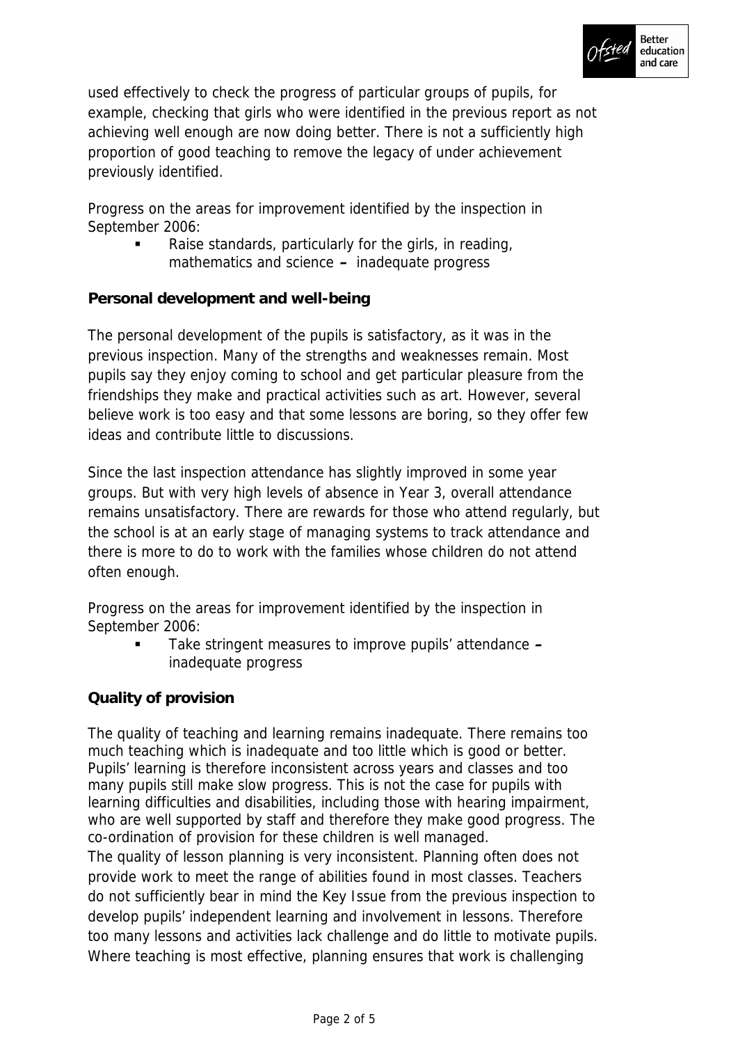used effectively to check the progress of particular groups of pupils, for example, checking that girls who were identified in the previous report as not achieving well enough are now doing better. There is not a sufficiently high proportion of good teaching to remove the legacy of under achievement previously identified.

Progress on the areas for improvement identified by the inspection in September 2006:

- Raise standards, particularly for the girls, in reading, mathematics and science **–** inadequate progress

**Personal development and well-being**

The personal development of the pupils is satisfactory, as it was in the previous inspection. Many of the strengths and weaknesses remain. Most pupils say they enjoy coming to school and get particular pleasure from the friendships they make and practical activities such as art. However, several believe work is too easy and that some lessons are boring, so they offer few ideas and contribute little to discussions.

Since the last inspection attendance has slightly improved in some year groups. But with very high levels of absence in Year 3, overall attendance remains unsatisfactory. There are rewards for those who attend regularly, but the school is at an early stage of managing systems to track attendance and there is more to do to work with the families whose children do not attend often enough.

Progress on the areas for improvement identified by the inspection in September 2006:

- Take stringent measures to improve pupils' attendance **–** inadequate progress

**Quality of provision**

The quality of teaching and learning remains inadequate. There remains too much teaching which is inadequate and too little which is good or better. Pupils' learning is therefore inconsistent across years and classes and too many pupils still make slow progress. This is not the case for pupils with learning difficulties and disabilities, including those with hearing impairment, who are well supported by staff and therefore they make good progress. The co-ordination of provision for these children is well managed.
The quality of lesson planning is very inconsistent. Planning often does not provide work to meet the range of abilities found in most classes. Teachers do not sufficiently bear in mind the Key Issue from the previous inspection to develop pupils' independent learning and involvement in lessons. Therefore too many lessons and activities lack challenge and do little to motivate pupils. Where teaching is most effective, planning ensures that work is challenging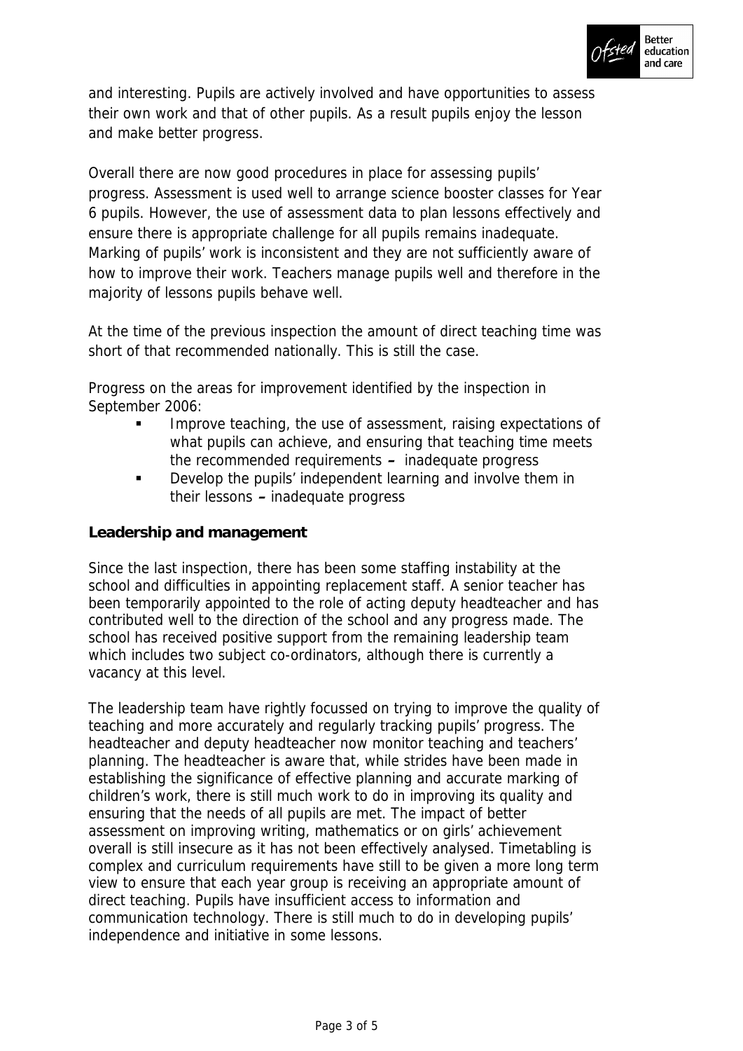and interesting. Pupils are actively involved and have opportunities to assess their own work and that of other pupils. As a result pupils enjoy the lesson and make better progress.

Overall there are now good procedures in place for assessing pupils' progress. Assessment is used well to arrange science booster classes for Year 6 pupils. However, the use of assessment data to plan lessons effectively and ensure there is appropriate challenge for all pupils remains inadequate. Marking of pupils' work is inconsistent and they are not sufficiently aware of how to improve their work. Teachers manage pupils well and therefore in the majority of lessons pupils behave well.

At the time of the previous inspection the amount of direct teaching time was short of that recommended nationally. This is still the case.

Progress on the areas for improvement identified by the inspection in September 2006:

- Improve teaching, the use of assessment, raising expectations of what pupils can achieve, and ensuring that teaching time meets the recommended requirements – inadequate progress
- Develop the pupils' independent learning and involve them in their lessons – inadequate progress

**Leadership and management**

Since the last inspection, there has been some staffing instability at the school and difficulties in appointing replacement staff. A senior teacher has been temporarily appointed to the role of acting deputy headteacher and has contributed well to the direction of the school and any progress made. The school has received positive support from the remaining leadership team which includes two subject co-ordinators, although there is currently a vacancy at this level.

The leadership team have rightly focussed on trying to improve the quality of teaching and more accurately and regularly tracking pupils' progress. The headteacher and deputy headteacher now monitor teaching and teachers' planning. The headteacher is aware that, while strides have been made in establishing the significance of effective planning and accurate marking of children's work, there is still much work to do in improving its quality and ensuring that the needs of all pupils are met. The impact of better assessment on improving writing, mathematics or on girls' achievement overall is still insecure as it has not been effectively analysed. Timetabling is complex and curriculum requirements have still to be given a more long term view to ensure that each year group is receiving an appropriate amount of direct teaching. Pupils have insufficient access to information and communication technology. There is still much to do in developing pupils' independence and initiative in some lessons.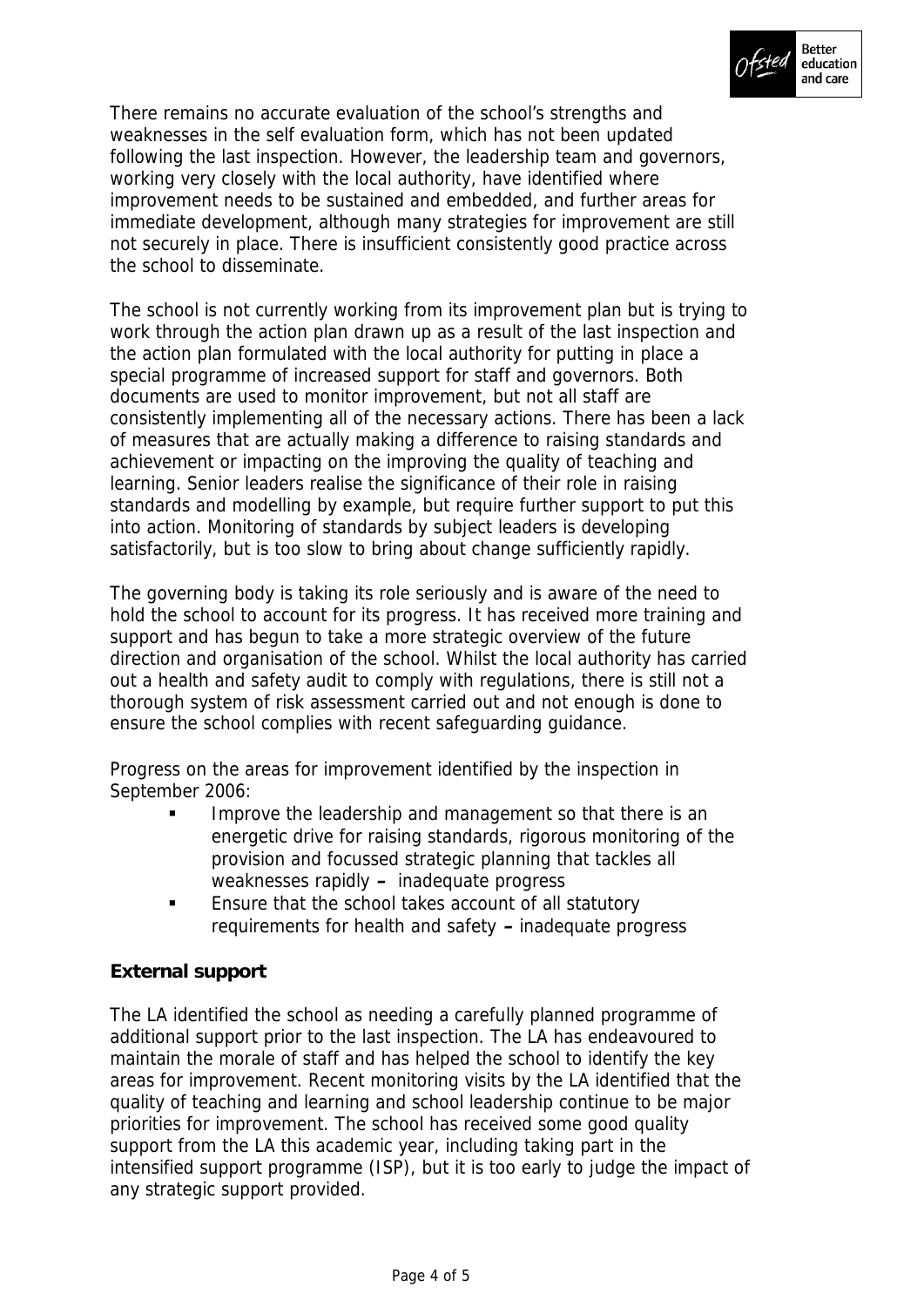There remains no accurate evaluation of the school's strengths and weaknesses in the self evaluation form, which has not been updated following the last inspection. However, the leadership team and governors, working very closely with the local authority, have identified where improvement needs to be sustained and embedded, and further areas for immediate development, although many strategies for improvement are still not securely in place. There is insufficient consistently good practice across the school to disseminate.

The school is not currently working from its improvement plan but is trying to work through the action plan drawn up as a result of the last inspection and the action plan formulated with the local authority for putting in place a special programme of increased support for staff and governors. Both documents are used to monitor improvement, but not all staff are consistently implementing all of the necessary actions. There has been a lack of measures that are actually making a difference to raising standards and achievement or impacting on the improving the quality of teaching and learning. Senior leaders realise the significance of their role in raising standards and modelling by example, but require further support to put this into action. Monitoring of standards by subject leaders is developing satisfactorily, but is too slow to bring about change sufficiently rapidly.

The governing body is taking its role seriously and is aware of the need to hold the school to account for its progress. It has received more training and support and has begun to take a more strategic overview of the future direction and organisation of the school. Whilst the local authority has carried out a health and safety audit to comply with regulations, there is still not a thorough system of risk assessment carried out and not enough is done to ensure the school complies with recent safeguarding guidance.

Progress on the areas for improvement identified by the inspection in September 2006:

- Improve the leadership and management so that there is an energetic drive for raising standards, rigorous monitoring of the provision and focussed strategic planning that tackles all weaknesses rapidly – inadequate progress
- Ensure that the school takes account of all statutory requirements for health and safety – inadequate progress

**External support**

The LA identified the school as needing a carefully planned programme of additional support prior to the last inspection. The LA has endeavoured to maintain the morale of staff and has helped the school to identify the key areas for improvement. Recent monitoring visits by the LA identified that the quality of teaching and learning and school leadership continue to be major priorities for improvement. The school has received some good quality support from the LA this academic year, including taking part in the intensified support programme (ISP), but it is too early to judge the impact of any strategic support provided.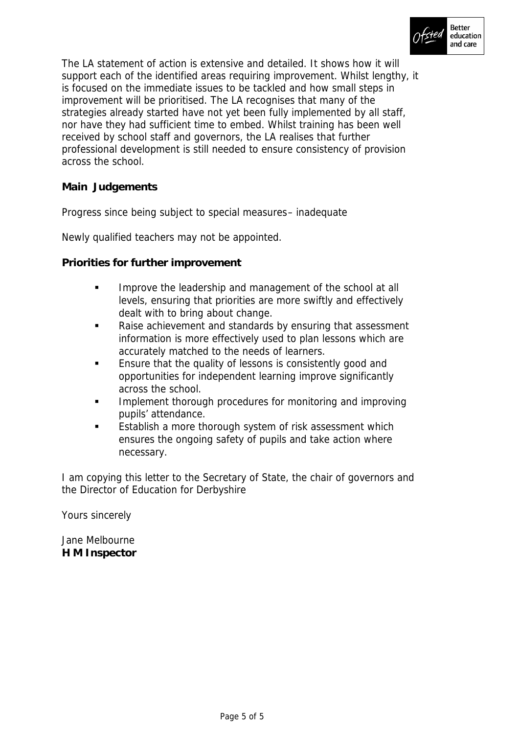The LA statement of action is extensive and detailed. It shows how it will support each of the identified areas requiring improvement. Whilst lengthy, it is focused on the immediate issues to be tackled and how small steps in improvement will be prioritised. The LA recognises that many of the strategies already started have not yet been fully implemented by all staff, nor have they had sufficient time to embed. Whilst training has been well received by school staff and governors, the LA realises that further professional development is still needed to ensure consistency of provision across the school.

**Main Judgements**

Progress since being subject to special measures– inadequate

Newly qualified teachers may not be appointed.

**Priorities for further improvement**

- Improve the leadership and management of the school at all levels, ensuring that priorities are more swiftly and effectively dealt with to bring about change.
- Raise achievement and standards by ensuring that assessment information is more effectively used to plan lessons which are accurately matched to the needs of learners.
- Ensure that the quality of lessons is consistently good and opportunities for independent learning improve significantly across the school.
- Implement thorough procedures for monitoring and improving pupils' attendance.
- Establish a more thorough system of risk assessment which ensures the ongoing safety of pupils and take action where necessary.

I am copying this letter to the Secretary of State, the chair of governors and the Director of Education for Derbyshire

Yours sincerely

Jane Melbourne
**H M Inspector**